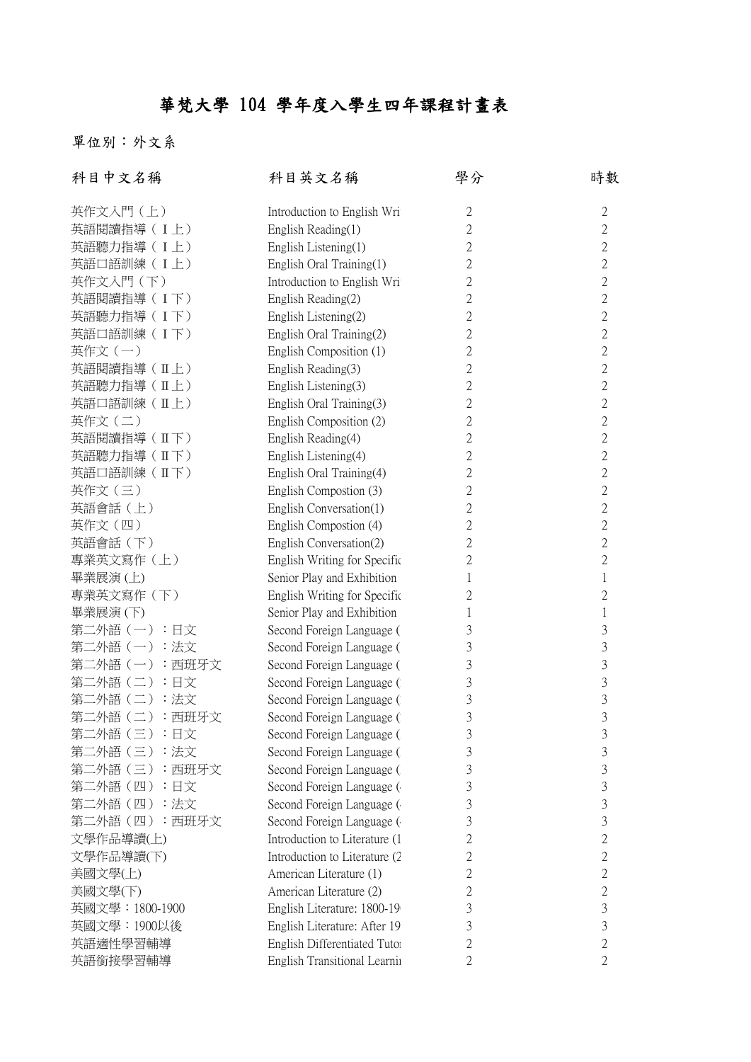# 華梵大學 104 學年度入學生四年課程計畫表

單位別：外文系

| 科目中文名稱 | 科目英文名稱 | 學分 | 時數 |
| --- | --- | --- | --- |
| 英作文入門（上） | Introduction to English Wri | 2 | 2 |
| 英語閱讀指導（Ⅰ上） | English Reading(1) | 2 | 2 |
| 英語聽力指導（Ⅰ上） | English Listening(1) | 2 | 2 |
| 英語口語訓練（Ⅰ上） | English Oral Training(1) | 2 | 2 |
| 英作文入門（下） | Introduction to English Wri | 2 | 2 |
| 英語閱讀指導（Ⅰ下） | English Reading(2) | 2 | 2 |
| 英語聽力指導（Ⅰ下） | English Listening(2) | 2 | 2 |
| 英語口語訓練（Ⅰ下） | English Oral Training(2) | 2 | 2 |
| 英作文（一） | English Composition (1) | 2 | 2 |
| 英語閱讀指導（Ⅱ上） | English Reading(3) | 2 | 2 |
| 英語聽力指導（Ⅱ上） | English Listening(3) | 2 | 2 |
| 英語口語訓練（Ⅱ上） | English Oral Training(3) | 2 | 2 |
| 英作文（二） | English Composition (2) | 2 | 2 |
| 英語閱讀指導（Ⅱ下） | English Reading(4) | 2 | 2 |
| 英語聽力指導（Ⅱ下） | English Listening(4) | 2 | 2 |
| 英語口語訓練（Ⅱ下） | English Oral Training(4) | 2 | 2 |
| 英作文（三） | English Compostion (3) | 2 | 2 |
| 英語會話（上） | English Conversation(1) | 2 | 2 |
| 英作文（四） | English Compostion (4) | 2 | 2 |
| 英語會話（下） | English Conversation(2) | 2 | 2 |
| 專業英文寫作（上） | English Writing for Specific | 2 | 2 |
| 畢業展演 (上) | Senior Play and Exhibition | 1 | 1 |
| 專業英文寫作（下） | English Writing for Specific | 2 | 2 |
| 畢業展演 (下) | Senior Play and Exhibition | 1 | 1 |
| 第二外語（一）：日文 | Second Foreign Language ( | 3 | 3 |
| 第二外語（一）：法文 | Second Foreign Language ( | 3 | 3 |
| 第二外語（一）：西班牙文 | Second Foreign Language ( | 3 | 3 |
| 第二外語（二）：日文 | Second Foreign Language ( | 3 | 3 |
| 第二外語（二）：法文 | Second Foreign Language ( | 3 | 3 |
| 第二外語（二）：西班牙文 | Second Foreign Language ( | 3 | 3 |
| 第二外語（三）：日文 | Second Foreign Language ( | 3 | 3 |
| 第二外語（三）：法文 | Second Foreign Language ( | 3 | 3 |
| 第二外語（三）：西班牙文 | Second Foreign Language ( | 3 | 3 |
| 第二外語（四）：日文 | Second Foreign Language ( | 3 | 3 |
| 第二外語（四）：法文 | Second Foreign Language ( | 3 | 3 |
| 第二外語（四）：西班牙文 | Second Foreign Language ( | 3 | 3 |
| 文學作品導讀(上) | Introduction to Literature (1 | 2 | 2 |
| 文學作品導讀(下) | Introduction to Literature (2 | 2 | 2 |
| 美國文學(上) | American Literature (1) | 2 | 2 |
| 美國文學(下) | American Literature (2) | 2 | 2 |
| 英國文學：1800-1900 | English Literature: 1800-19 | 3 | 3 |
| 英國文學：1900以後 | English Literature: After 19 | 3 | 3 |
| 英語適性學習輔導 | English Differentiated Tutor | 2 | 2 |
| 英語銜接學習輔導 | English Transitional Learnin | 2 | 2 |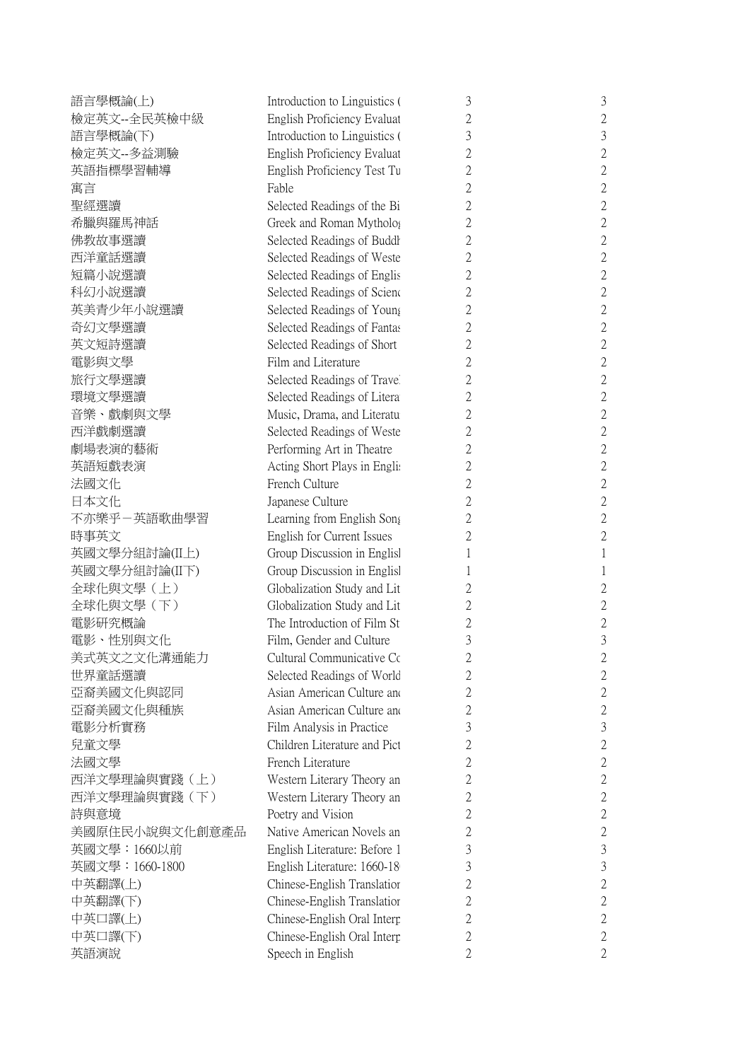| | | | |
|---|---|---|---|
| 語言學概論(上) | Introduction to Linguistics ( | 3 | 3 |
| 檢定英文--全民英檢中級 | English Proficiency Evaluat | 2 | 2 |
| 語言學概論(下) | Introduction to Linguistics ( | 3 | 3 |
| 檢定英文--多益測驗 | English Proficiency Evaluat | 2 | 2 |
| 英語指標學習輔導 | English Proficiency Test Tu | 2 | 2 |
| 寓言 | Fable | 2 | 2 |
| 聖經選讀 | Selected Readings of the Bi | 2 | 2 |
| 希臘與羅馬神話 | Greek and Roman Mytholog | 2 | 2 |
| 佛教故事選讀 | Selected Readings of Buddh | 2 | 2 |
| 西洋童話選讀 | Selected Readings of Weste | 2 | 2 |
| 短篇小說選讀 | Selected Readings of Englis | 2 | 2 |
| 科幻小說選讀 | Selected Readings of Scienc | 2 | 2 |
| 英美青少年小說選讀 | Selected Readings of Young | 2 | 2 |
| 奇幻文學選讀 | Selected Readings of Fantas | 2 | 2 |
| 英文短詩選讀 | Selected Readings of Short | 2 | 2 |
| 電影與文學 | Film and Literature | 2 | 2 |
| 旅行文學選讀 | Selected Readings of Travel | 2 | 2 |
| 環境文學選讀 | Selected Readings of Litera | 2 | 2 |
| 音樂、戲劇與文學 | Music, Drama, and Literatu | 2 | 2 |
| 西洋戲劇選讀 | Selected Readings of Weste | 2 | 2 |
| 劇場表演的藝術 | Performing Art in Theatre | 2 | 2 |
| 英語短戲表演 | Acting Short Plays in Englis | 2 | 2 |
| 法國文化 | French Culture | 2 | 2 |
| 日本文化 | Japanese Culture | 2 | 2 |
| 不亦樂乎－英語歌曲學習 | Learning from English Song | 2 | 2 |
| 時事英文 | English for Current Issues | 2 | 2 |
| 英國文學分組討論(II上) | Group Discussion in Englisl | 1 | 1 |
| 英國文學分組討論(II下) | Group Discussion in Englisl | 1 | 1 |
| 全球化與文學（上） | Globalization Study and Lit | 2 | 2 |
| 全球化與文學（下） | Globalization Study and Lit | 2 | 2 |
| 電影研究概論 | The Introduction of Film St | 2 | 2 |
| 電影、性別與文化 | Film, Gender and Culture | 3 | 3 |
| 美式英文之文化溝通能力 | Cultural Communicative Co | 2 | 2 |
| 世界童話選讀 | Selected Readings of World | 2 | 2 |
| 亞裔美國文化與認同 | Asian American Culture and | 2 | 2 |
| 亞裔美國文化與種族 | Asian American Culture and | 2 | 2 |
| 電影分析實務 | Film Analysis in Practice | 3 | 3 |
| 兒童文學 | Children Literature and Pict | 2 | 2 |
| 法國文學 | French Literature | 2 | 2 |
| 西洋文學理論與實踐（上） | Western Literary Theory an | 2 | 2 |
| 西洋文學理論與實踐（下） | Western Literary Theory an | 2 | 2 |
| 詩與意境 | Poetry and Vision | 2 | 2 |
| 美國原住民小說與文化創意產品 | Native American Novels an | 2 | 2 |
| 英國文學：1660以前 | English Literature: Before 1 | 3 | 3 |
| 英國文學：1660-1800 | English Literature: 1660-18 | 3 | 3 |
| 中英翻譯(上) | Chinese-English Translation | 2 | 2 |
| 中英翻譯(下) | Chinese-English Translation | 2 | 2 |
| 中英口譯(上) | Chinese-English Oral Interp | 2 | 2 |
| 中英口譯(下) | Chinese-English Oral Interp | 2 | 2 |
| 英語演說 | Speech in English | 2 | 2 |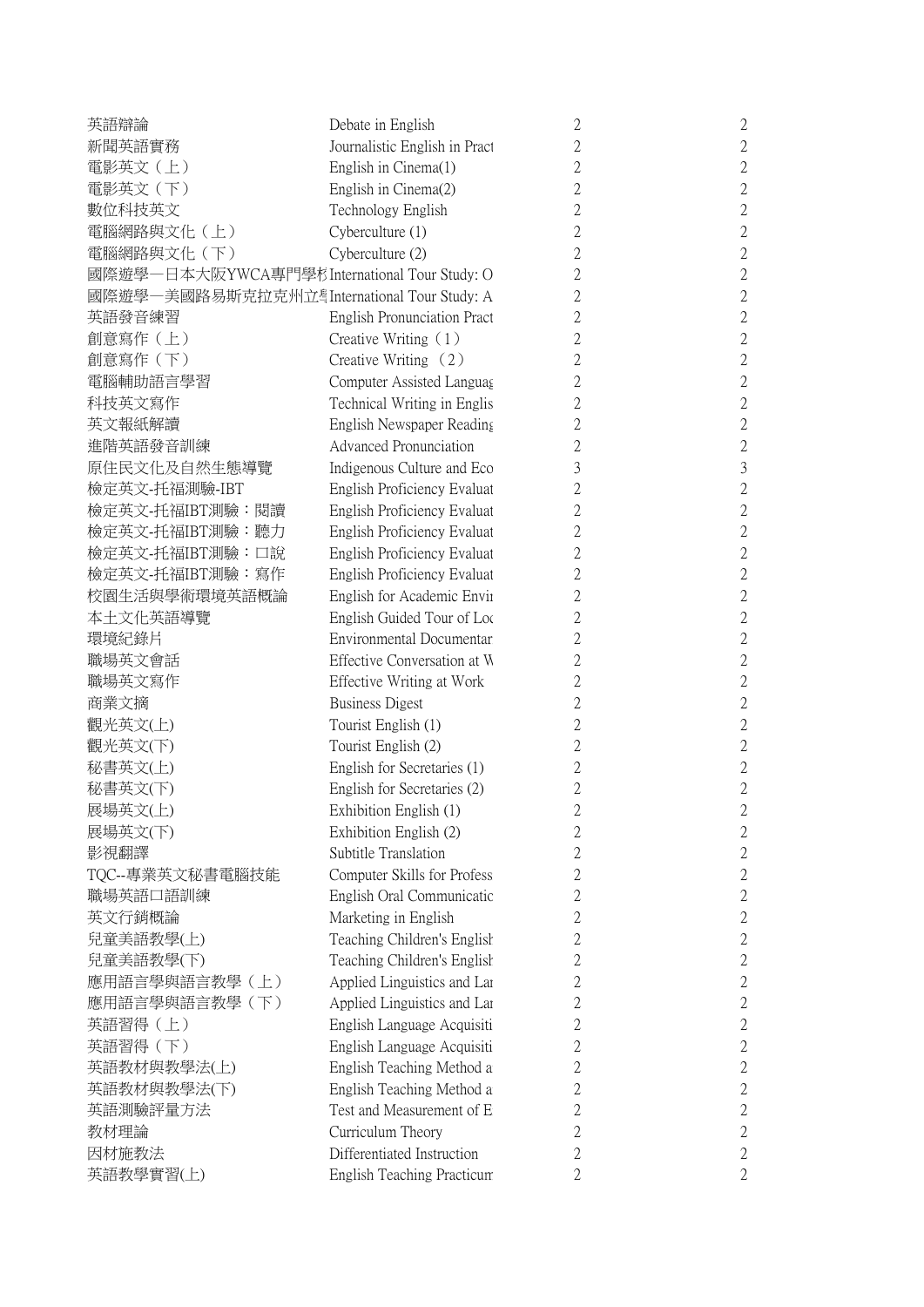| | | | |
|---|---|---|---|
| 英語辯論 | Debate in English | 2 | 2 |
| 新聞英語實務 | Journalistic English in Pract | 2 | 2 |
| 電影英文（上） | English in Cinema(1) | 2 | 2 |
| 電影英文（下） | English in Cinema(2) | 2 | 2 |
| 數位科技英文 | Technology English | 2 | 2 |
| 電腦網路與文化（上） | Cyberculture (1) | 2 | 2 |
| 電腦網路與文化（下） | Cyberculture (2) | 2 | 2 |
| 國際遊學—日本大阪YWCA專門學杉 | International Tour Study: O | 2 | 2 |
| 國際遊學—美國路易斯克拉克州立學 | International Tour Study: A | 2 | 2 |
| 英語發音練習 | English Pronunciation Pract | 2 | 2 |
| 創意寫作（上） | Creative Writing（1） | 2 | 2 |
| 創意寫作（下） | Creative Writing（2） | 2 | 2 |
| 電腦輔助語言學習 | Computer Assisted Languag | 2 | 2 |
| 科技英文寫作 | Technical Writing in Englis | 2 | 2 |
| 英文報紙解讀 | English Newspaper Reading | 2 | 2 |
| 進階英語發音訓練 | Advanced Pronunciation | 2 | 2 |
| 原住民文化及自然生態導覽 | Indigenous Culture and Eco | 3 | 3 |
| 檢定英文-托福測驗-IBT | English Proficiency Evaluat | 2 | 2 |
| 檢定英文-托福IBT測驗：閱讀 | English Proficiency Evaluat | 2 | 2 |
| 檢定英文-托福IBT測驗：聽力 | English Proficiency Evaluat | 2 | 2 |
| 檢定英文-托福IBT測驗：口說 | English Proficiency Evaluat | 2 | 2 |
| 檢定英文-托福IBT測驗：寫作 | English Proficiency Evaluat | 2 | 2 |
| 校園生活與學術環境英語概論 | English for Academic Envir | 2 | 2 |
| 本土文化英語導覽 | English Guided Tour of Loc | 2 | 2 |
| 環境紀錄片 | Environmental Documentar | 2 | 2 |
| 職場英文會話 | Effective Conversation at W | 2 | 2 |
| 職場英文寫作 | Effective Writing at Work | 2 | 2 |
| 商業文摘 | Business Digest | 2 | 2 |
| 觀光英文(上) | Tourist English (1) | 2 | 2 |
| 觀光英文(下) | Tourist English (2) | 2 | 2 |
| 秘書英文(上) | English for Secretaries (1) | 2 | 2 |
| 秘書英文(下) | English for Secretaries (2) | 2 | 2 |
| 展場英文(上) | Exhibition English (1) | 2 | 2 |
| 展場英文(下) | Exhibition English (2) | 2 | 2 |
| 影視翻譯 | Subtitle Translation | 2 | 2 |
| TQC--專業英文秘書電腦技能 | Computer Skills for Profess | 2 | 2 |
| 職場英語口語訓練 | English Oral Communicatic | 2 | 2 |
| 英文行銷概論 | Marketing in English | 2 | 2 |
| 兒童美語教學(上) | Teaching Children's English | 2 | 2 |
| 兒童美語教學(下) | Teaching Children's English | 2 | 2 |
| 應用語言學與語言教學（上） | Applied Linguistics and Lar | 2 | 2 |
| 應用語言學與語言教學（下） | Applied Linguistics and Lar | 2 | 2 |
| 英語習得（上） | English Language Acquisiti | 2 | 2 |
| 英語習得（下） | English Language Acquisiti | 2 | 2 |
| 英語教材與教學法(上) | English Teaching Method a | 2 | 2 |
| 英語教材與教學法(下) | English Teaching Method a | 2 | 2 |
| 英語測驗評量方法 | Test and Measurement of E | 2 | 2 |
| 教材理論 | Curriculum Theory | 2 | 2 |
| 因材施教法 | Differentiated Instruction | 2 | 2 |
| 英語教學實習(上) | English Teaching Practicum | 2 | 2 |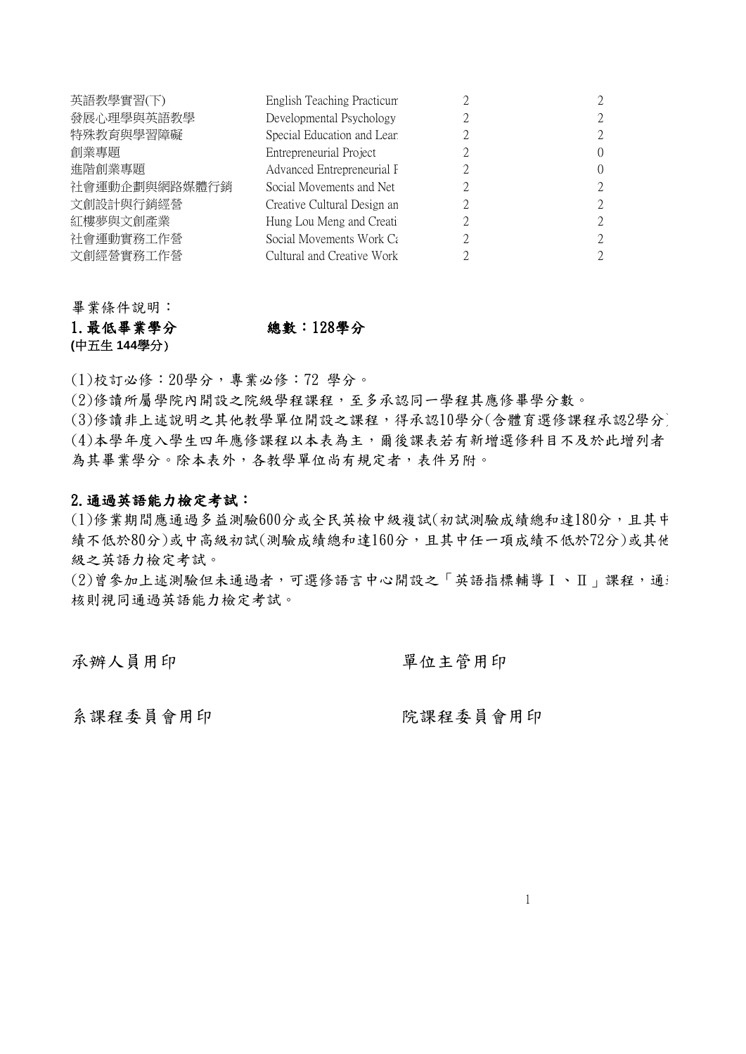| | | | |
|---|---|---|---|
| 英語教學實習(下) | English Teaching Practicum | 2 | 2 |
| 發展心理學與英語教學 | Developmental Psychology | 2 | 2 |
| 特殊教育與學習障礙 | Special Education and Lear | 2 | 2 |
| 創業專題 | Entrepreneurial Project | 2 | 0 |
| 進階創業專題 | Advanced Entrepreneurial F | 2 | 0 |
| 社會運動企劃與網路媒體行銷 | Social Movements and Net | 2 | 2 |
| 文創設計與行銷經營 | Creative Cultural Design an | 2 | 2 |
| 紅樓夢與文創產業 | Hung Lou Meng and Creati | 2 | 2 |
| 社會運動實務工作營 | Social Movements Work Ca | 2 | 2 |
| 文創經營實務工作營 | Cultural and Creative Work | 2 | 2 |

畢業條件說明：

**1.最低畢業學分　　　　　　總數：128學分**
**(中五生 144學分)**

(1)校訂必修：20學分，專業必修：72 學分。

(2)修讀所屬學院內開設之院級學程課程，至多承認同一學程其應修畢學分數。

(3)修讀非上述說明之其他教學單位開設之課程，得承認10學分(含體育選修課程承認2學分)

(4)本學年度入學生四年應修課程以本表為主，爾後課表若有新增選修科目不及於此增列者為其畢業學分。除本表外，各教學單位尚有規定者，表件另附。

**2.通過英語能力檢定考試：**

(1)修業期間應通過多益測驗600分或全民英檢中級複試(初試測驗成績總和達180分，且其中績不低於80分)或中高級初試(測驗成績總和達160分，且其中任一項成績不低於72分)或其他級之英語力檢定考試。

(2)曾參加上述測驗但未通過者，可選修語言中心開設之「英語指標輔導Ⅰ、Ⅱ」課程，通核則視同通過英語能力檢定考試。

承辦人員用印　　　　　　　　　　　單位主管用印

系課程委員會用印　　　　　　　　　院課程委員會用印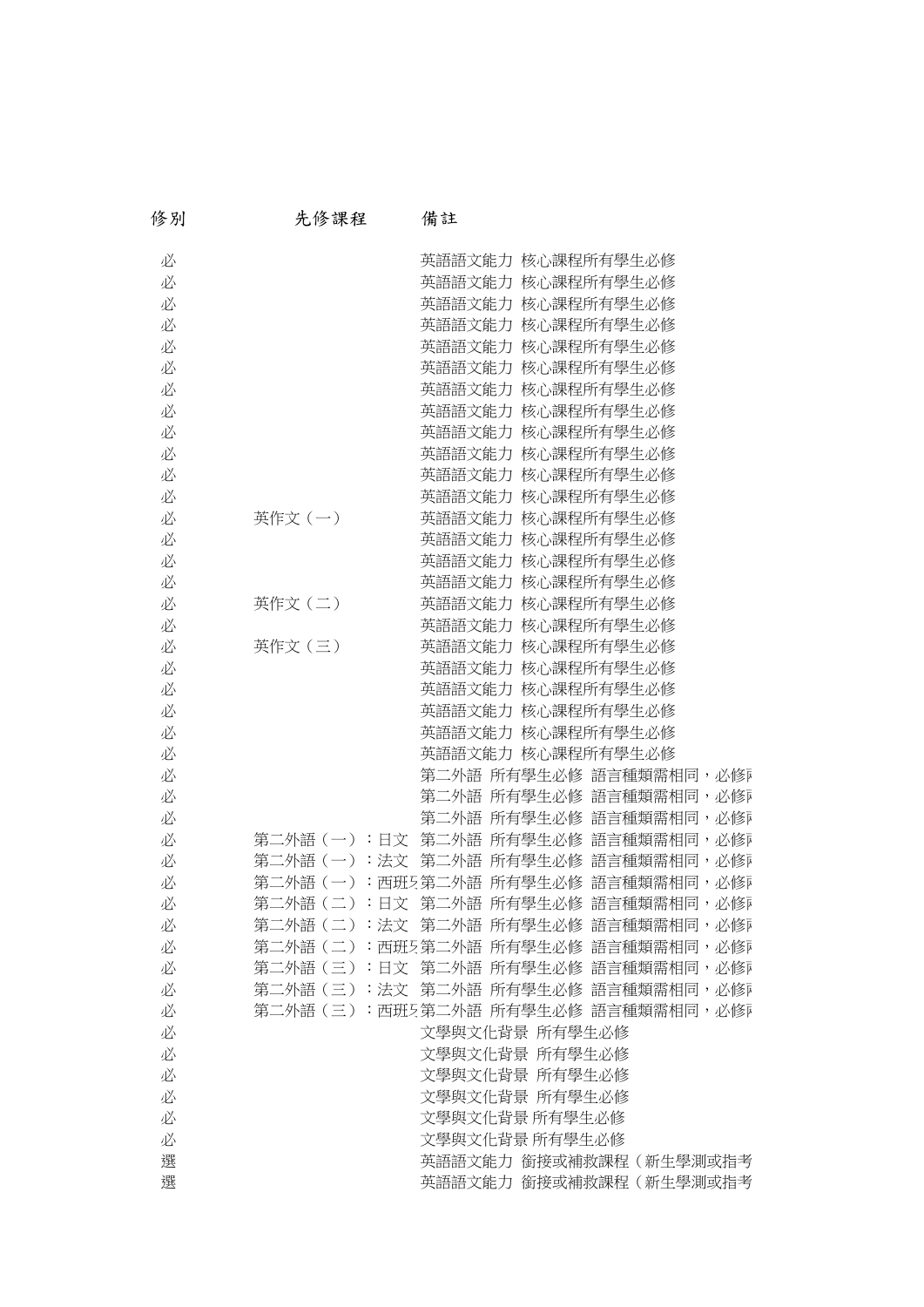| 修別 | 先修課程 | 備註 |
|---|---|---|
| 必 | | 英語語文能力 核心課程所有學生必修 |
| 必 | | 英語語文能力 核心課程所有學生必修 |
| 必 | | 英語語文能力 核心課程所有學生必修 |
| 必 | | 英語語文能力 核心課程所有學生必修 |
| 必 | | 英語語文能力 核心課程所有學生必修 |
| 必 | | 英語語文能力 核心課程所有學生必修 |
| 必 | | 英語語文能力 核心課程所有學生必修 |
| 必 | | 英語語文能力 核心課程所有學生必修 |
| 必 | | 英語語文能力 核心課程所有學生必修 |
| 必 | | 英語語文能力 核心課程所有學生必修 |
| 必 | | 英語語文能力 核心課程所有學生必修 |
| 必 | | 英語語文能力 核心課程所有學生必修 |
| 必 | 英作文（一） | 英語語文能力 核心課程所有學生必修 |
| 必 | | 英語語文能力 核心課程所有學生必修 |
| 必 | | 英語語文能力 核心課程所有學生必修 |
| 必 | | 英語語文能力 核心課程所有學生必修 |
| 必 | 英作文（二） | 英語語文能力 核心課程所有學生必修 |
| 必 | | 英語語文能力 核心課程所有學生必修 |
| 必 | 英作文（三） | 英語語文能力 核心課程所有學生必修 |
| 必 | | 英語語文能力 核心課程所有學生必修 |
| 必 | | 英語語文能力 核心課程所有學生必修 |
| 必 | | 英語語文能力 核心課程所有學生必修 |
| 必 | | 英語語文能力 核心課程所有學生必修 |
| 必 | | 英語語文能力 核心課程所有學生必修 |
| 必 | | 第二外語 所有學生必修 語言種類需相同，必修兩 |
| 必 | | 第二外語 所有學生必修 語言種類需相同，必修兩 |
| 必 | | 第二外語 所有學生必修 語言種類需相同，必修兩 |
| 必 | 第二外語（一）：日文 | 第二外語 所有學生必修 語言種類需相同，必修兩 |
| 必 | 第二外語（一）：法文 | 第二外語 所有學生必修 語言種類需相同，必修兩 |
| 必 | 第二外語（一）：西班牙 | 第二外語 所有學生必修 語言種類需相同，必修兩 |
| 必 | 第二外語（二）：日文 | 第二外語 所有學生必修 語言種類需相同，必修兩 |
| 必 | 第二外語（二）：法文 | 第二外語 所有學生必修 語言種類需相同，必修兩 |
| 必 | 第二外語（二）：西班牙 | 第二外語 所有學生必修 語言種類需相同，必修兩 |
| 必 | 第二外語（三）：日文 | 第二外語 所有學生必修 語言種類需相同，必修兩 |
| 必 | 第二外語（三）：法文 | 第二外語 所有學生必修 語言種類需相同，必修兩 |
| 必 | 第二外語（三）：西班牙 | 第二外語 所有學生必修 語言種類需相同，必修兩 |
| 必 | | 文學與文化背景 所有學生必修 |
| 必 | | 文學與文化背景 所有學生必修 |
| 必 | | 文學與文化背景 所有學生必修 |
| 必 | | 文學與文化背景 所有學生必修 |
| 必 | | 文學與文化背景 所有學生必修 |
| 必 | | 文學與文化背景 所有學生必修 |
| 選 | | 英語語文能力 銜接或補救課程（新生學測或指考 |
| 選 | | 英語語文能力 銜接或補救課程（新生學測或指考 |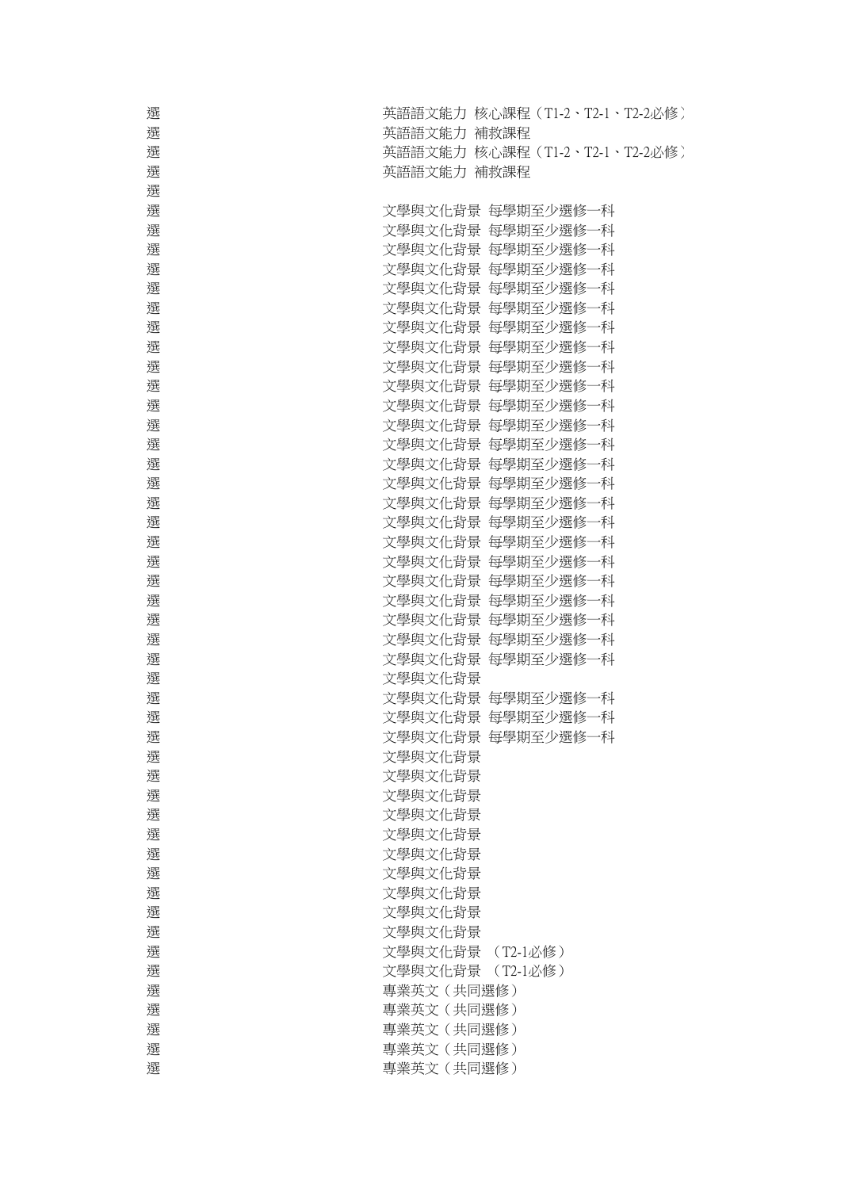| | |
|---|---|
| 選 | 英語語文能力 核心課程（T1-2、T2-1、T2-2必修） |
| 選 | 英語語文能力 補救課程 |
| 選 | 英語語文能力 核心課程（T1-2、T2-1、T2-2必修） |
| 選 | 英語語文能力 補救課程 |
| 選 | |
| 選 | 文學與文化背景 每學期至少選修一科 |
| 選 | 文學與文化背景 每學期至少選修一科 |
| 選 | 文學與文化背景 每學期至少選修一科 |
| 選 | 文學與文化背景 每學期至少選修一科 |
| 選 | 文學與文化背景 每學期至少選修一科 |
| 選 | 文學與文化背景 每學期至少選修一科 |
| 選 | 文學與文化背景 每學期至少選修一科 |
| 選 | 文學與文化背景 每學期至少選修一科 |
| 選 | 文學與文化背景 每學期至少選修一科 |
| 選 | 文學與文化背景 每學期至少選修一科 |
| 選 | 文學與文化背景 每學期至少選修一科 |
| 選 | 文學與文化背景 每學期至少選修一科 |
| 選 | 文學與文化背景 每學期至少選修一科 |
| 選 | 文學與文化背景 每學期至少選修一科 |
| 選 | 文學與文化背景 每學期至少選修一科 |
| 選 | 文學與文化背景 每學期至少選修一科 |
| 選 | 文學與文化背景 每學期至少選修一科 |
| 選 | 文學與文化背景 每學期至少選修一科 |
| 選 | 文學與文化背景 每學期至少選修一科 |
| 選 | 文學與文化背景 每學期至少選修一科 |
| 選 | 文學與文化背景 每學期至少選修一科 |
| 選 | 文學與文化背景 每學期至少選修一科 |
| 選 | 文學與文化背景 每學期至少選修一科 |
| 選 | 文學與文化背景 每學期至少選修一科 |
| 選 | 文學與文化背景 |
| 選 | 文學與文化背景 每學期至少選修一科 |
| 選 | 文學與文化背景 每學期至少選修一科 |
| 選 | 文學與文化背景 每學期至少選修一科 |
| 選 | 文學與文化背景 |
| 選 | 文學與文化背景 |
| 選 | 文學與文化背景 |
| 選 | 文學與文化背景 |
| 選 | 文學與文化背景 |
| 選 | 文學與文化背景 |
| 選 | 文學與文化背景 |
| 選 | 文學與文化背景 |
| 選 | 文學與文化背景 |
| 選 | 文學與文化背景 |
| 選 | 文學與文化背景 （T2-1必修） |
| 選 | 文學與文化背景 （T2-1必修） |
| 選 | 專業英文（共同選修） |
| 選 | 專業英文（共同選修） |
| 選 | 專業英文（共同選修） |
| 選 | 專業英文（共同選修） |
| 選 | 專業英文（共同選修） |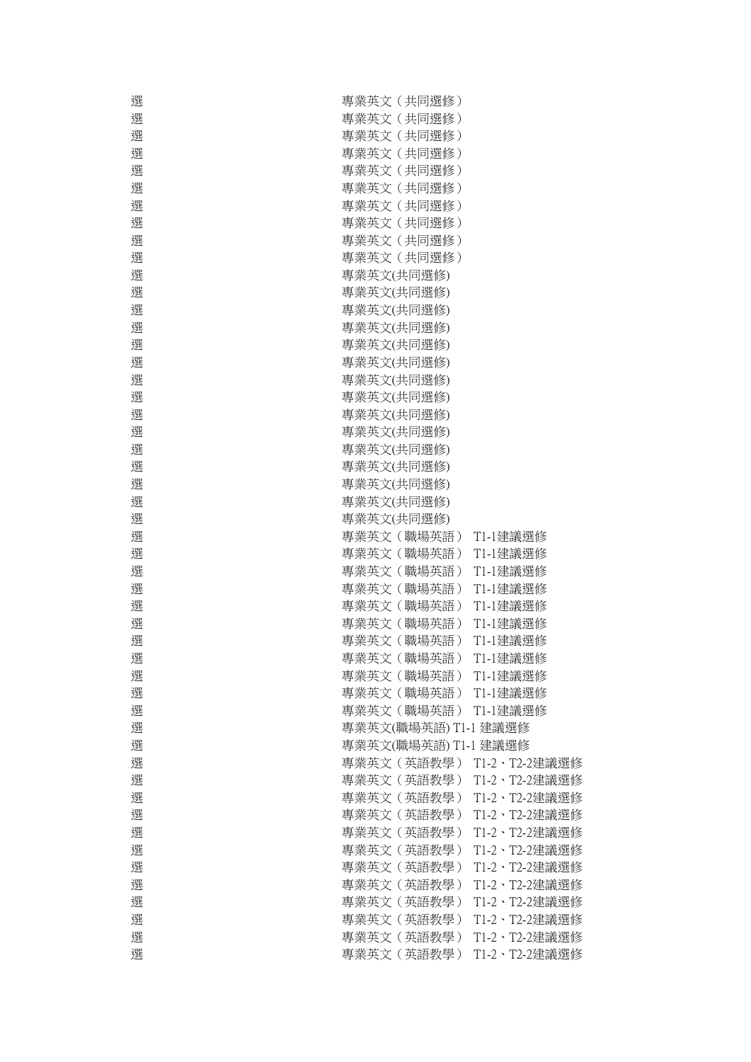| | |
|---|---|
| 選 | 專業英文（共同選修） |
| 選 | 專業英文（共同選修） |
| 選 | 專業英文（共同選修） |
| 選 | 專業英文（共同選修） |
| 選 | 專業英文（共同選修） |
| 選 | 專業英文（共同選修） |
| 選 | 專業英文（共同選修） |
| 選 | 專業英文（共同選修） |
| 選 | 專業英文（共同選修） |
| 選 | 專業英文（共同選修） |
| 選 | 專業英文(共同選修) |
| 選 | 專業英文(共同選修) |
| 選 | 專業英文(共同選修) |
| 選 | 專業英文(共同選修) |
| 選 | 專業英文(共同選修) |
| 選 | 專業英文(共同選修) |
| 選 | 專業英文(共同選修) |
| 選 | 專業英文(共同選修) |
| 選 | 專業英文(共同選修) |
| 選 | 專業英文(共同選修) |
| 選 | 專業英文(共同選修) |
| 選 | 專業英文(共同選修) |
| 選 | 專業英文(共同選修) |
| 選 | 專業英文(共同選修) |
| 選 | 專業英文(共同選修) |
| 選 | 專業英文（職場英語） T1-1建議選修 |
| 選 | 專業英文（職場英語） T1-1建議選修 |
| 選 | 專業英文（職場英語） T1-1建議選修 |
| 選 | 專業英文（職場英語） T1-1建議選修 |
| 選 | 專業英文（職場英語） T1-1建議選修 |
| 選 | 專業英文（職場英語） T1-1建議選修 |
| 選 | 專業英文（職場英語） T1-1建議選修 |
| 選 | 專業英文（職場英語） T1-1建議選修 |
| 選 | 專業英文（職場英語） T1-1建議選修 |
| 選 | 專業英文（職場英語） T1-1建議選修 |
| 選 | 專業英文（職場英語） T1-1建議選修 |
| 選 | 專業英文(職場英語) T1-1 建議選修 |
| 選 | 專業英文(職場英語) T1-1 建議選修 |
| 選 | 專業英文（英語教學） T1-2、T2-2建議選修 |
| 選 | 專業英文（英語教學） T1-2、T2-2建議選修 |
| 選 | 專業英文（英語教學） T1-2、T2-2建議選修 |
| 選 | 專業英文（英語教學） T1-2、T2-2建議選修 |
| 選 | 專業英文（英語教學） T1-2、T2-2建議選修 |
| 選 | 專業英文（英語教學） T1-2、T2-2建議選修 |
| 選 | 專業英文（英語教學） T1-2、T2-2建議選修 |
| 選 | 專業英文（英語教學） T1-2、T2-2建議選修 |
| 選 | 專業英文（英語教學） T1-2、T2-2建議選修 |
| 選 | 專業英文（英語教學） T1-2、T2-2建議選修 |
| 選 | 專業英文（英語教學） T1-2、T2-2建議選修 |
| 選 | 專業英文（英語教學） T1-2、T2-2建議選修 |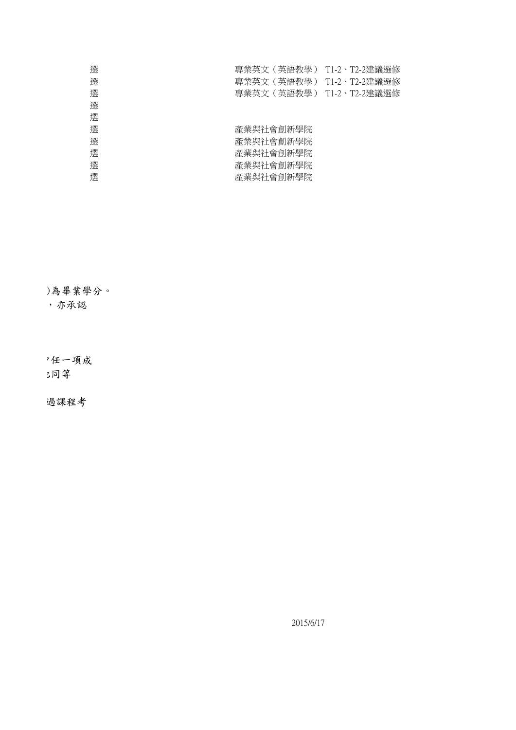| | |
|---|---|
| 選 | 專業英文（英語教學） T1-2、T2-2建議選修 |
| 選 | 專業英文（英語教學） T1-2、T2-2建議選修 |
| 選 | 專業英文（英語教學） T1-2、T2-2建議選修 |
| 選 | |
| 選 | |
| 選 | 產業與社會創新學院 |
| 選 | 產業與社會創新學院 |
| 選 | 產業與社會創新學院 |
| 選 | 產業與社會創新學院 |
| 選 | 產業與社會創新學院 |

)為畢業學分。
，亦承認

，任一項成
之同等

過課程考

2015/6/17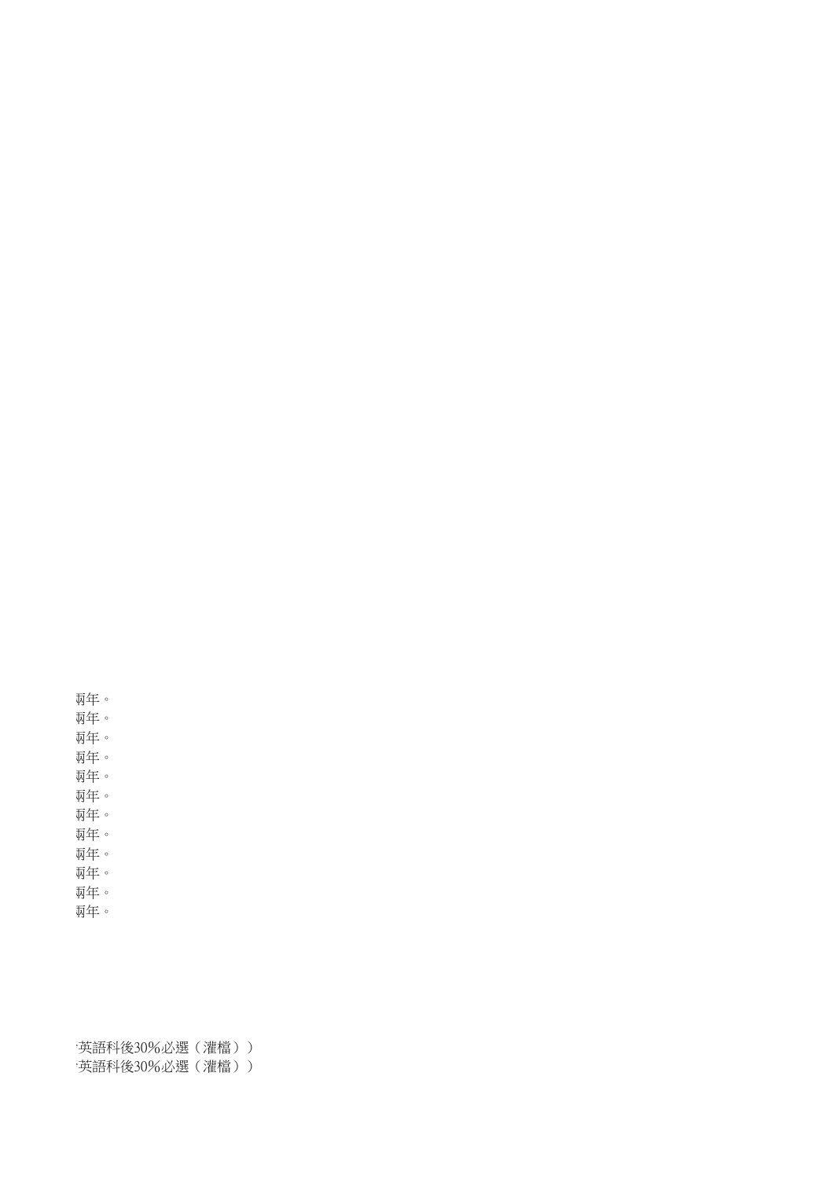兩年。
兩年。
兩年。
兩年。
兩年。
兩年。
兩年。
兩年。
兩年。
兩年。
兩年。
兩年。

·英語科後30%必選（灌檔））
·英語科後30%必選（灌檔））